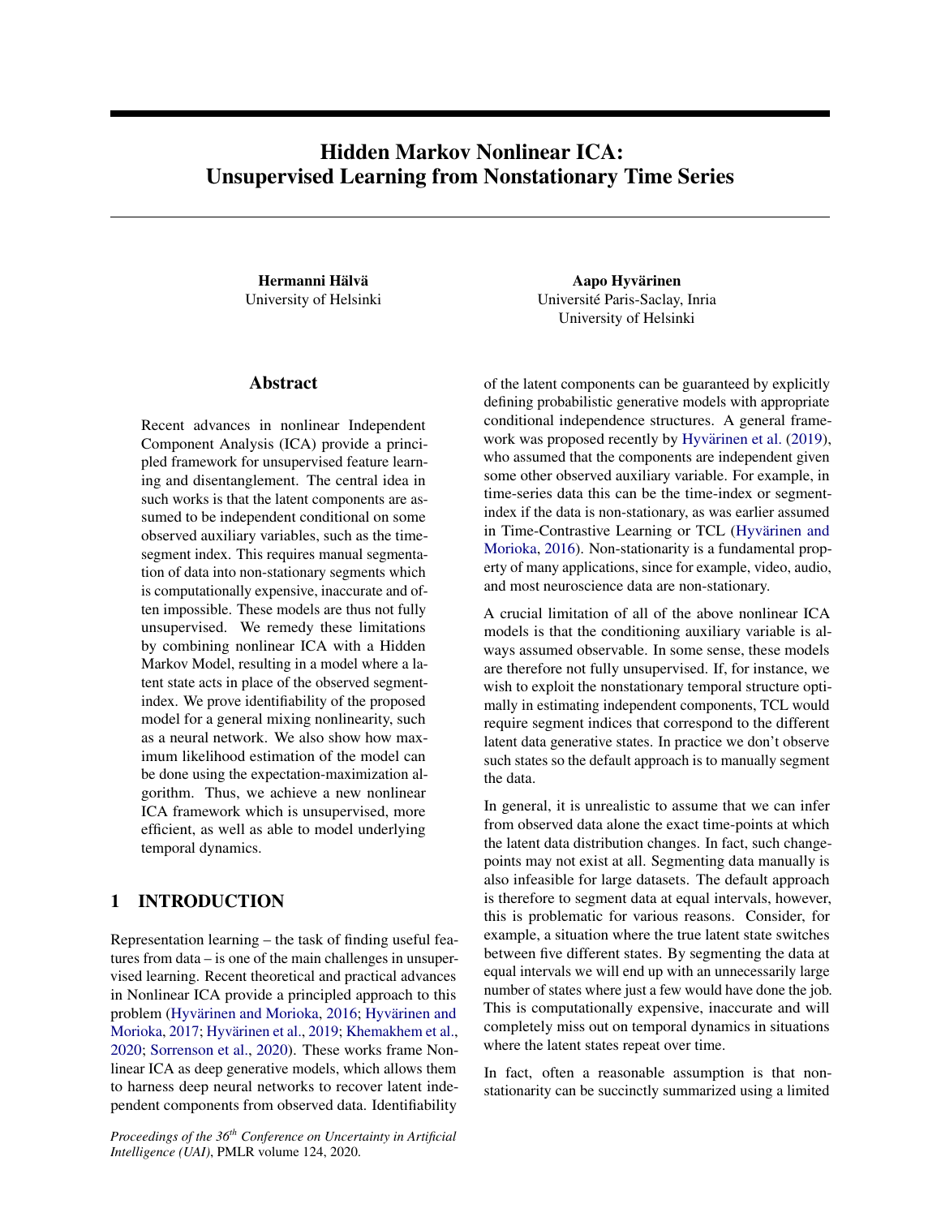# Hidden Markov Nonlinear ICA: Unsupervised Learning from Nonstationary Time Series

**Hermanni Hälvä**
University of Helsinki

**Aapo Hyvärinen**
Université Paris-Saclay, Inria
University of Helsinki

## Abstract

Recent advances in nonlinear Independent Component Analysis (ICA) provide a principled framework for unsupervised feature learning and disentanglement. The central idea in such works is that the latent components are assumed to be independent conditional on some observed auxiliary variables, such as the time-segment index. This requires manual segmentation of data into non-stationary segments which is computationally expensive, inaccurate and often impossible. These models are thus not fully unsupervised. We remedy these limitations by combining nonlinear ICA with a Hidden Markov Model, resulting in a model where a latent state acts in place of the observed segment-index. We prove identifiability of the proposed model for a general mixing nonlinearity, such as a neural network. We also show how maximum likelihood estimation of the model can be done using the expectation-maximization algorithm. Thus, we achieve a new nonlinear ICA framework which is unsupervised, more efficient, as well as able to model underlying temporal dynamics.

## 1 INTRODUCTION

Representation learning – the task of finding useful features from data – is one of the main challenges in unsupervised learning. Recent theoretical and practical advances in Nonlinear ICA provide a principled approach to this problem (Hyvärinen and Morioka, 2016; Hyvärinen and Morioka, 2017; Hyvärinen et al., 2019; Khemakhem et al., 2020; Sorrenson et al., 2020). These works frame Nonlinear ICA as deep generative models, which allows them to harness deep neural networks to recover latent independent components from observed data. Identifiability of the latent components can be guaranteed by explicitly defining probabilistic generative models with appropriate conditional independence structures. A general framework was proposed recently by Hyvärinen et al. (2019), who assumed that the components are independent given some other observed auxiliary variable. For example, in time-series data this can be the time-index or segment-index if the data is non-stationary, as was earlier assumed in Time-Contrastive Learning or TCL (Hyvärinen and Morioka, 2016). Non-stationarity is a fundamental property of many applications, since for example, video, audio, and most neuroscience data are non-stationary.

A crucial limitation of all of the above nonlinear ICA models is that the conditioning auxiliary variable is always assumed observable. In some sense, these models are therefore not fully unsupervised. If, for instance, we wish to exploit the nonstationary temporal structure optimally in estimating independent components, TCL would require segment indices that correspond to the different latent data generative states. In practice we don't observe such states so the default approach is to manually segment the data.

In general, it is unrealistic to assume that we can infer from observed data alone the exact time-points at which the latent data distribution changes. In fact, such change-points may not exist at all. Segmenting data manually is also infeasible for large datasets. The default approach is therefore to segment data at equal intervals, however, this is problematic for various reasons. Consider, for example, a situation where the true latent state switches between five different states. By segmenting the data at equal intervals we will end up with an unnecessarily large number of states where just a few would have done the job. This is computationally expensive, inaccurate and will completely miss out on temporal dynamics in situations where the latent states repeat over time.

In fact, often a reasonable assumption is that non-stationarity can be succinctly summarized using a limited

*Proceedings of the 36th Conference on Uncertainty in Artificial Intelligence (UAI)*, PMLR volume 124, 2020.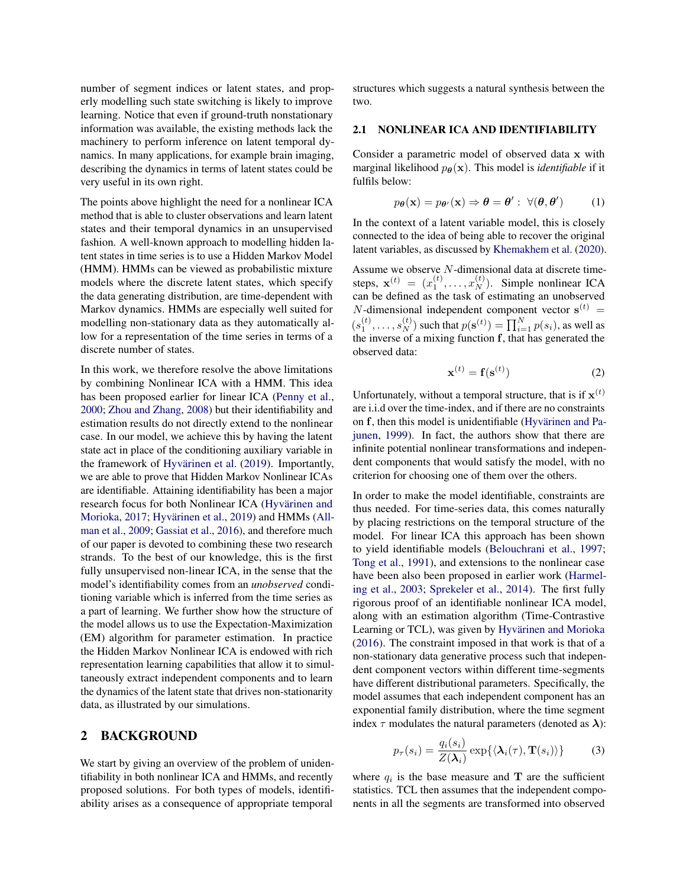number of segment indices or latent states, and properly modelling such state switching is likely to improve learning. Notice that even if ground-truth nonstationary information was available, the existing methods lack the machinery to perform inference on latent temporal dynamics. In many applications, for example brain imaging, describing the dynamics in terms of latent states could be very useful in its own right.

The points above highlight the need for a nonlinear ICA method that is able to cluster observations and learn latent states and their temporal dynamics in an unsupervised fashion. A well-known approach to modelling hidden latent states in time series is to use a Hidden Markov Model (HMM). HMMs can be viewed as probabilistic mixture models where the discrete latent states, which specify the data generating distribution, are time-dependent with Markov dynamics. HMMs are especially well suited for modelling non-stationary data as they automatically allow for a representation of the time series in terms of a discrete number of states.

In this work, we therefore resolve the above limitations by combining Nonlinear ICA with a HMM. This idea has been proposed earlier for linear ICA (Penny et al., 2000; Zhou and Zhang, 2008) but their identifiability and estimation results do not directly extend to the nonlinear case. In our model, we achieve this by having the latent state act in place of the conditioning auxiliary variable in the framework of Hyvärinen et al. (2019). Importantly, we are able to prove that Hidden Markov Nonlinear ICAs are identifiable. Attaining identifiability has been a major research focus for both Nonlinear ICA (Hyvärinen and Morioka, 2017; Hyvärinen et al., 2019) and HMMs (Allman et al., 2009; Gassiat et al., 2016), and therefore much of our paper is devoted to combining these two research strands. To the best of our knowledge, this is the first fully unsupervised non-linear ICA, in the sense that the model's identifiability comes from an *unobserved* conditioning variable which is inferred from the time series as a part of learning. We further show how the structure of the model allows us to use the Expectation-Maximization (EM) algorithm for parameter estimation. In practice the Hidden Markov Nonlinear ICA is endowed with rich representation learning capabilities that allow it to simultaneously extract independent components and to learn the dynamics of the latent state that drives non-stationarity data, as illustrated by our simulations.

## 2 BACKGROUND

We start by giving an overview of the problem of unidentifiability in both nonlinear ICA and HMMs, and recently proposed solutions. For both types of models, identifiability arises as a consequence of appropriate temporal structures which suggests a natural synthesis between the two.

### 2.1 NONLINEAR ICA AND IDENTIFIABILITY

Consider a parametric model of observed data $\mathbf{x}$ with marginal likelihood $p_{\boldsymbol{\theta}}(\mathbf{x})$. This model is *identifiable* if it fulfils below:

$$p_{\boldsymbol{\theta}}(\mathbf{x}) = p_{\boldsymbol{\theta}'}(\mathbf{x}) \Rightarrow \boldsymbol{\theta} = \boldsymbol{\theta}' : \ \forall(\boldsymbol{\theta}, \boldsymbol{\theta}') \tag{1}$$

In the context of a latent variable model, this is closely connected to the idea of being able to recover the original latent variables, as discussed by Khemakhem et al. (2020).

Assume we observe $N$-dimensional data at discrete time-steps, $\mathbf{x}^{(t)} = (x_1^{(t)}, \dots, x_N^{(t)})$. Simple nonlinear ICA can be defined as the task of estimating an unobserved $N$-dimensional independent component vector $\mathbf{s}^{(t)} = (s_1^{(t)}, \dots, s_N^{(t)})$ such that $p(\mathbf{s}^{(t)}) = \prod_{i=1}^{N} p(s_i)$, as well as the inverse of a mixing function $\mathbf{f}$, that has generated the observed data:

$$\mathbf{x}^{(t)} = \mathbf{f}(\mathbf{s}^{(t)}) \tag{2}$$

Unfortunately, without a temporal structure, that is if $\mathbf{x}^{(t)}$ are i.i.d over the time-index, and if there are no constraints on $\mathbf{f}$, then this model is unidentifiable (Hyvärinen and Pajunen, 1999). In fact, the authors show that there are infinite potential nonlinear transformations and independent components that would satisfy the model, with no criterion for choosing one of them over the others.

In order to make the model identifiable, constraints are thus needed. For time-series data, this comes naturally by placing restrictions on the temporal structure of the model. For linear ICA this approach has been shown to yield identifiable models (Belouchrani et al., 1997; Tong et al., 1991), and extensions to the nonlinear case have been also been proposed in earlier work (Harmeling et al., 2003; Sprekeler et al., 2014). The first fully rigorous proof of an identifiable nonlinear ICA model, along with an estimation algorithm (Time-Contrastive Learning or TCL), was given by Hyvärinen and Morioka (2016). The constraint imposed in that work is that of a non-stationary data generative process such that independent component vectors within different time-segments have different distributional parameters. Specifically, the model assumes that each independent component has an exponential family distribution, where the time segment index $\tau$ modulates the natural parameters (denoted as $\boldsymbol{\lambda}$):

$$p_{\tau}(s_i) = \frac{q_i(s_i)}{Z(\boldsymbol{\lambda}_i)} \exp\{\langle \boldsymbol{\lambda}_i(\tau), \mathbf{T}(s_i) \rangle\} \tag{3}$$

where $q_i$ is the base measure and $\mathbf{T}$ are the sufficient statistics. TCL then assumes that the independent components in all the segments are transformed into observed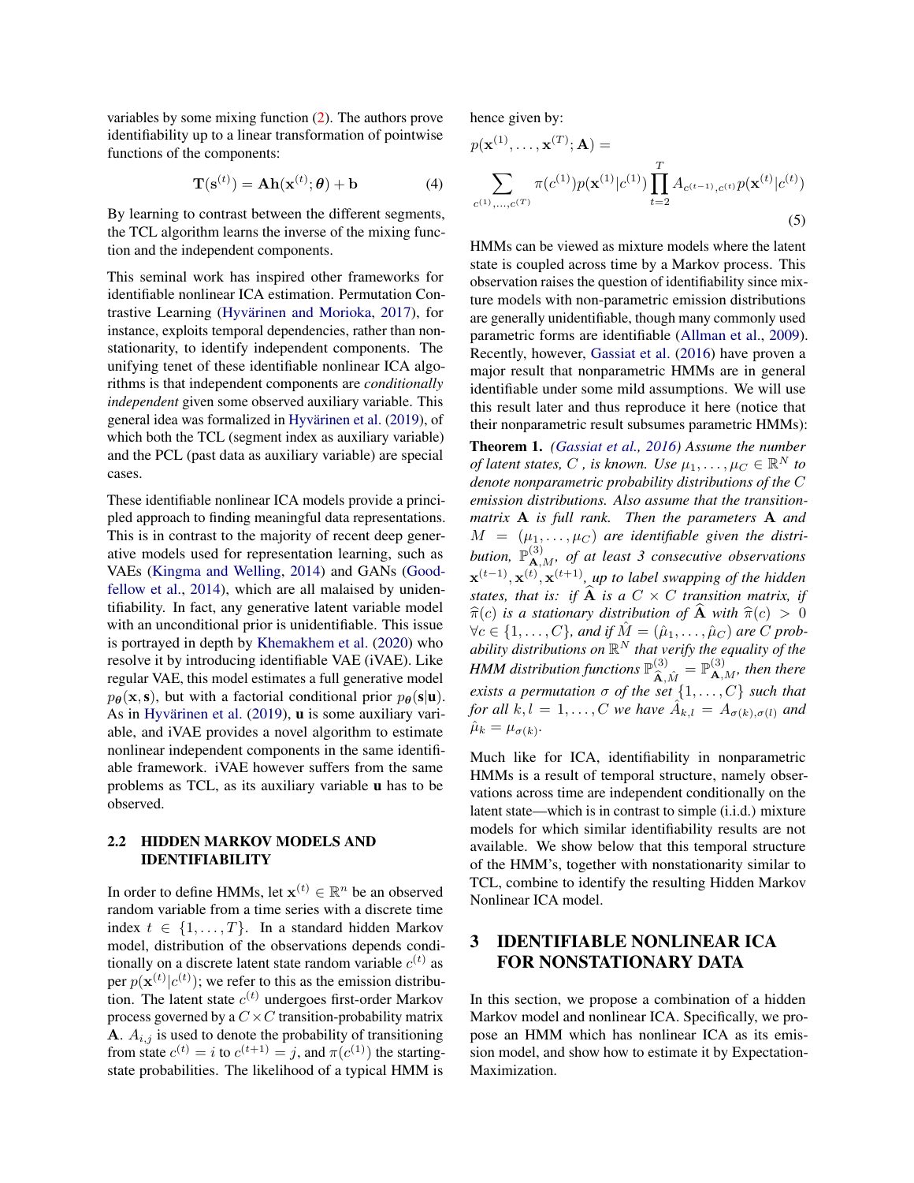variables by some mixing function (2). The authors prove identifiability up to a linear transformation of pointwise functions of the components:

$$\mathbf{T}(\mathbf{s}^{(t)}) = \mathbf{A}\mathbf{h}(\mathbf{x}^{(t)}; \boldsymbol{\theta}) + \mathbf{b} \tag{4}$$

By learning to contrast between the different segments, the TCL algorithm learns the inverse of the mixing function and the independent components.

This seminal work has inspired other frameworks for identifiable nonlinear ICA estimation. Permutation Contrastive Learning (Hyvärinen and Morioka, 2017), for instance, exploits temporal dependencies, rather than nonstationarity, to identify independent components. The unifying tenet of these identifiable nonlinear ICA algorithms is that independent components are *conditionally independent* given some observed auxiliary variable. This general idea was formalized in Hyvärinen et al. (2019), of which both the TCL (segment index as auxiliary variable) and the PCL (past data as auxiliary variable) are special cases.

These identifiable nonlinear ICA models provide a principled approach to finding meaningful data representations. This is in contrast to the majority of recent deep generative models used for representation learning, such as VAEs (Kingma and Welling, 2014) and GANs (Goodfellow et al., 2014), which are all malaised by unidentifiability. In fact, any generative latent variable model with an unconditional prior is unidentifiable. This issue is portrayed in depth by Khemakhem et al. (2020) who resolve it by introducing identifiable VAE (iVAE). Like regular VAE, this model estimates a full generative model $p_{\boldsymbol{\theta}}(\mathbf{x}, \mathbf{s})$, but with a factorial conditional prior $p_{\boldsymbol{\theta}}(\mathbf{s}|\mathbf{u})$. As in Hyvärinen et al. (2019), $\mathbf{u}$ is some auxiliary variable, and iVAE provides a novel algorithm to estimate nonlinear independent components in the same identifiable framework. iVAE however suffers from the same problems as TCL, as its auxiliary variable $\mathbf{u}$ has to be observed.

### 2.2 HIDDEN MARKOV MODELS AND IDENTIFIABILITY

In order to define HMMs, let $\mathbf{x}^{(t)} \in \mathbb{R}^n$ be an observed random variable from a time series with a discrete time index $t \in \{1, \ldots, T\}$. In a standard hidden Markov model, distribution of the observations depends conditionally on a discrete latent state random variable $c^{(t)}$ as per $p(\mathbf{x}^{(t)}|c^{(t)})$; we refer to this as the emission distribution. The latent state $c^{(t)}$ undergoes first-order Markov process governed by a $C \times C$ transition-probability matrix $\mathbf{A}$. $A_{i,j}$ is used to denote the probability of transitioning from state $c^{(t)} = i$ to $c^{(t+1)} = j$, and $\pi(c^{(1)})$ the starting-state probabilities. The likelihood of a typical HMM is hence given by:

$$p(\mathbf{x}^{(1)}, \ldots, \mathbf{x}^{(T)}; \mathbf{A}) = \sum_{c^{(1)}, \ldots, c^{(T)}} \pi(c^{(1)}) p(\mathbf{x}^{(1)}|c^{(1)}) \prod_{t=2}^{T} A_{c^{(t-1)}, c^{(t)}} p(\mathbf{x}^{(t)}|c^{(t)}) \tag{5}$$

HMMs can be viewed as mixture models where the latent state is coupled across time by a Markov process. This observation raises the question of identifiability since mixture models with non-parametric emission distributions are generally unidentifiable, though many commonly used parametric forms are identifiable (Allman et al., 2009). Recently, however, Gassiat et al. (2016) have proven a major result that nonparametric HMMs are in general identifiable under some mild assumptions. We will use this result later and thus reproduce it here (notice that their nonparametric result subsumes parametric HMMs):

**Theorem 1.** *(Gassiat et al., 2016) Assume the number of latent states, $C$ , is known. Use $\mu_1, \ldots, \mu_C \in \mathbb{R}^N$ to denote nonparametric probability distributions of the $C$ emission distributions. Also assume that the transition-matrix $\mathbf{A}$ is full rank. Then the parameters $\mathbf{A}$ and $M = (\mu_1, \ldots, \mu_C)$ are identifiable given the distribution, $\mathbb{P}^{(3)}_{\mathbf{A},M}$, of at least 3 consecutive observations $\mathbf{x}^{(t-1)}, \mathbf{x}^{(t)}, \mathbf{x}^{(t+1)}$, up to label swapping of the hidden states, that is: if $\widehat{\mathbf{A}}$ is a $C \times C$ transition matrix, if $\widehat{\pi}(c)$ is a stationary distribution of $\widehat{\mathbf{A}}$ with $\widehat{\pi}(c) > 0$ $\forall c \in \{1, \ldots, C\}$, and if $\hat{M} = (\hat{\mu}_1, \ldots, \hat{\mu}_C)$ are $C$ probability distributions on $\mathbb{R}^N$ that verify the equality of the HMM distribution functions $\mathbb{P}^{(3)}_{\widehat{\mathbf{A}},\hat{M}} = \mathbb{P}^{(3)}_{\mathbf{A},M}$, then there exists a permutation $\sigma$ of the set $\{1, \ldots, C\}$ such that for all $k, l = 1, \ldots, C$ we have $\hat{A}_{k,l} = A_{\sigma(k),\sigma(l)}$ and $\hat{\mu}_k = \mu_{\sigma(k)}$.*

Much like for ICA, identifiability in nonparametric HMMs is a result of temporal structure, namely observations across time are independent conditionally on the latent state—which is in contrast to simple (i.i.d.) mixture models for which similar identifiability results are not available. We show below that this temporal structure of the HMM's, together with nonstationarity similar to TCL, combine to identify the resulting Hidden Markov Nonlinear ICA model.

## 3 IDENTIFIABLE NONLINEAR ICA FOR NONSTATIONARY DATA

In this section, we propose a combination of a hidden Markov model and nonlinear ICA. Specifically, we propose an HMM which has nonlinear ICA as its emission model, and show how to estimate it by Expectation-Maximization.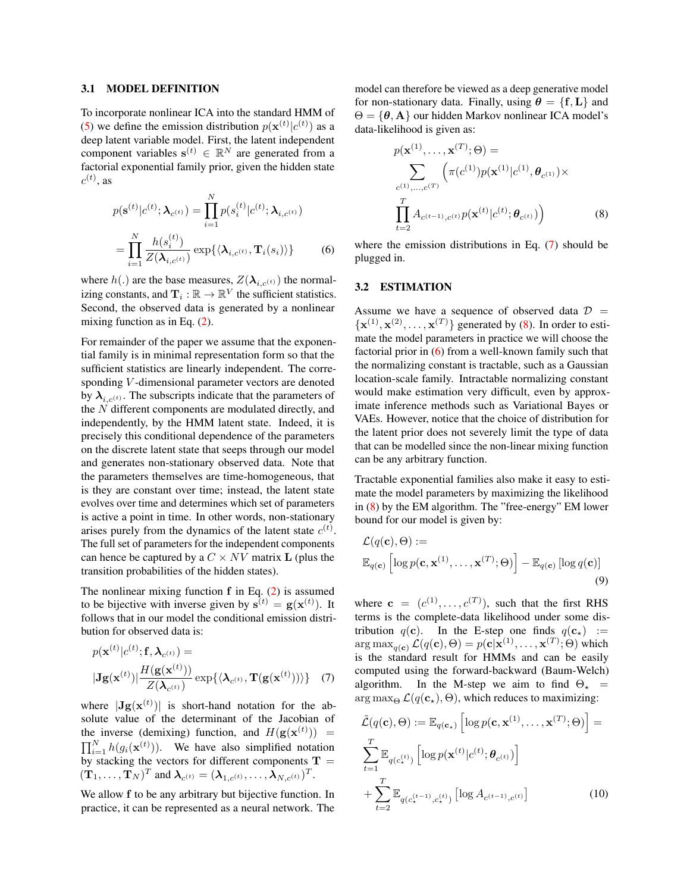### 3.1 MODEL DEFINITION

To incorporate nonlinear ICA into the standard HMM of (5) we define the emission distribution $p(\mathbf{x}^{(t)}|c^{(t)})$ as a deep latent variable model. First, the latent independent component variables $\mathbf{s}^{(t)} \in \mathbb{R}^N$ are generated from a factorial exponential family prior, given the hidden state $c^{(t)}$, as

$$
\begin{aligned}
p(\mathbf{s}^{(t)}|c^{(t)};\boldsymbol{\lambda}_{c^{(t)}}) &= \prod_{i=1}^{N} p(s_i^{(t)}|c^{(t)};\boldsymbol{\lambda}_{i,c^{(t)}}) \\
&= \prod_{i=1}^{N} \frac{h(s_i^{(t)})}{Z(\boldsymbol{\lambda}_{i,c^{(t)}})} \exp\{\langle \boldsymbol{\lambda}_{i,c^{(t)}}, \mathbf{T}_i(s_i)\rangle\}
\end{aligned} \tag{6}
$$

where $h(.)$ are the base measures, $Z(\boldsymbol{\lambda}_{i,c^{(t)}})$ the normalizing constants, and $\mathbf{T}_i : \mathbb{R} \rightarrow \mathbb{R}^V$ the sufficient statistics. Second, the observed data is generated by a nonlinear mixing function as in Eq. (2).

For remainder of the paper we assume that the exponential family is in minimal representation form so that the sufficient statistics are linearly independent. The corresponding $V$-dimensional parameter vectors are denoted by $\boldsymbol{\lambda}_{i,c^{(t)}}$. The subscripts indicate that the parameters of the $N$ different components are modulated directly, and independently, by the HMM latent state. Indeed, it is precisely this conditional dependence of the parameters on the discrete latent state that seeps through our model and generates non-stationary observed data. Note that the parameters themselves are time-homogeneous, that is they are constant over time; instead, the latent state evolves over time and determines which set of parameters is active a point in time. In other words, non-stationary arises purely from the dynamics of the latent state $c^{(t)}$. The full set of parameters for the independent components can hence be captured by a $C \times NV$ matrix $\mathbf{L}$ (plus the transition probabilities of the hidden states).

The nonlinear mixing function $\mathbf{f}$ in Eq. (2) is assumed to be bijective with inverse given by $\mathbf{s}^{(t)} = \mathbf{g}(\mathbf{x}^{(t)})$. It follows that in our model the conditional emission distribution for observed data is:

$$
\begin{aligned}
&p(\mathbf{x}^{(t)}|c^{(t)};\mathbf{f},\boldsymbol{\lambda}_{c^{(t)}}) = \\
&|\mathbf{J}\mathbf{g}(\mathbf{x}^{(t)})| \frac{H(\mathbf{g}(\mathbf{x}^{(t)}))}{Z(\boldsymbol{\lambda}_{c^{(t)}})} \exp\{\langle \boldsymbol{\lambda}_{c^{(t)}}, \mathbf{T}(\mathbf{g}(\mathbf{x}^{(t)}))\rangle\}
\end{aligned} \tag{7}
$$

where $|\mathbf{J}\mathbf{g}(\mathbf{x}^{(t)})|$ is short-hand notation for the absolute value of the determinant of the Jacobian of the inverse (demixing) function, and $H(\mathbf{g}(\mathbf{x}^{(t)})) = \prod_{i=1}^{N} h(g_i(\mathbf{x}^{(t)}))$. We have also simplified notation by stacking the vectors for different components $\mathbf{T} = (\mathbf{T}_1, \ldots, \mathbf{T}_N)^T$ and $\boldsymbol{\lambda}_{c^{(t)}} = (\boldsymbol{\lambda}_{1,c^{(t)}}, \ldots, \boldsymbol{\lambda}_{N,c^{(t)}})^T$.

We allow $\mathbf{f}$ to be any arbitrary but bijective function. In practice, it can be represented as a neural network. The model can therefore be viewed as a deep generative model for non-stationary data. Finally, using $\boldsymbol{\theta} = \{\mathbf{f}, \mathbf{L}\}$ and $\Theta = \{\boldsymbol{\theta}, \mathbf{A}\}$ our hidden Markov nonlinear ICA model's data-likelihood is given as:

$$
\begin{aligned}
&p(\mathbf{x}^{(1)}, \ldots, \mathbf{x}^{(T)};\Theta) = \\
&\sum_{c^{(1)},\ldots,c^{(T)}} \Big( \pi(c^{(1)}) p(\mathbf{x}^{(1)}|c^{(1)}, \boldsymbol{\theta}_{c^{(1)}}) \times \\
&\prod_{t=2}^{T} A_{c^{(t-1)},c^{(t)}} p(\mathbf{x}^{(t)}|c^{(t)};\boldsymbol{\theta}_{c^{(t)}}) \Big)
\end{aligned} \tag{8}
$$

where the emission distributions in Eq. (7) should be plugged in.

### 3.2 ESTIMATION

Assume we have a sequence of observed data $\mathcal{D} = \{\mathbf{x}^{(1)}, \mathbf{x}^{(2)}, \ldots, \mathbf{x}^{(T)}\}$ generated by (8). In order to estimate the model parameters in practice we will choose the factorial prior in (6) from a well-known family such that the normalizing constant is tractable, such as a Gaussian location-scale family. Intractable normalizing constant would make estimation very difficult, even by approximate inference methods such as Variational Bayes or VAEs. However, notice that the choice of distribution for the latent prior does not severely limit the type of data that can be modelled since the non-linear mixing function can be any arbitrary function.

Tractable exponential families also make it easy to estimate the model parameters by maximizing the likelihood in (8) by the EM algorithm. The "free-energy" EM lower bound for our model is given by:

$$
\begin{aligned}
&\mathcal{L}(q(\mathbf{c}),\Theta) := \\
&\mathbb{E}_{q(\mathbf{c})}\left[\log p(\mathbf{c}, \mathbf{x}^{(1)}, \ldots, \mathbf{x}^{(T)};\Theta)\right] - \mathbb{E}_{q(\mathbf{c})}\left[\log q(\mathbf{c})\right]
\end{aligned} \tag{9}
$$

where $\mathbf{c} = (c^{(1)}, \ldots, c^{(T)})$, such that the first RHS terms is the complete-data likelihood under some distribution $q(\mathbf{c})$. In the E-step one finds $q(\mathbf{c}_\star) := \arg\max_{q(\mathbf{c})} \mathcal{L}(q(\mathbf{c}),\Theta) = p(\mathbf{c}|\mathbf{x}^{(1)}, \ldots, \mathbf{x}^{(T)};\Theta)$ which is the standard result for HMMs and can be easily computed using the forward-backward (Baum-Welch) algorithm. In the M-step we aim to find $\Theta_\star = \arg\max_\Theta \mathcal{L}(q(\mathbf{c}_\star),\Theta)$, which reduces to maximizing:

$$
\begin{aligned}
\tilde{\mathcal{L}}(q(\mathbf{c}),\Theta) &:= \mathbb{E}_{q(\mathbf{c}_\star)}\left[\log p(\mathbf{c}, \mathbf{x}^{(1)}, \ldots, \mathbf{x}^{(T)};\Theta)\right] = \\
&\sum_{t=1}^{T} \mathbb{E}_{q(c_\star^{(t)})}\left[\log p(\mathbf{x}^{(t)}|c^{(t)};\boldsymbol{\theta}_{c^{(t)}})\right] \\
&+ \sum_{t=2}^{T} \mathbb{E}_{q(c_\star^{(t-1)},c_\star^{(t)})}\left[\log A_{c^{(t-1)},c^{(t)}}\right]
\end{aligned} \tag{10}
$$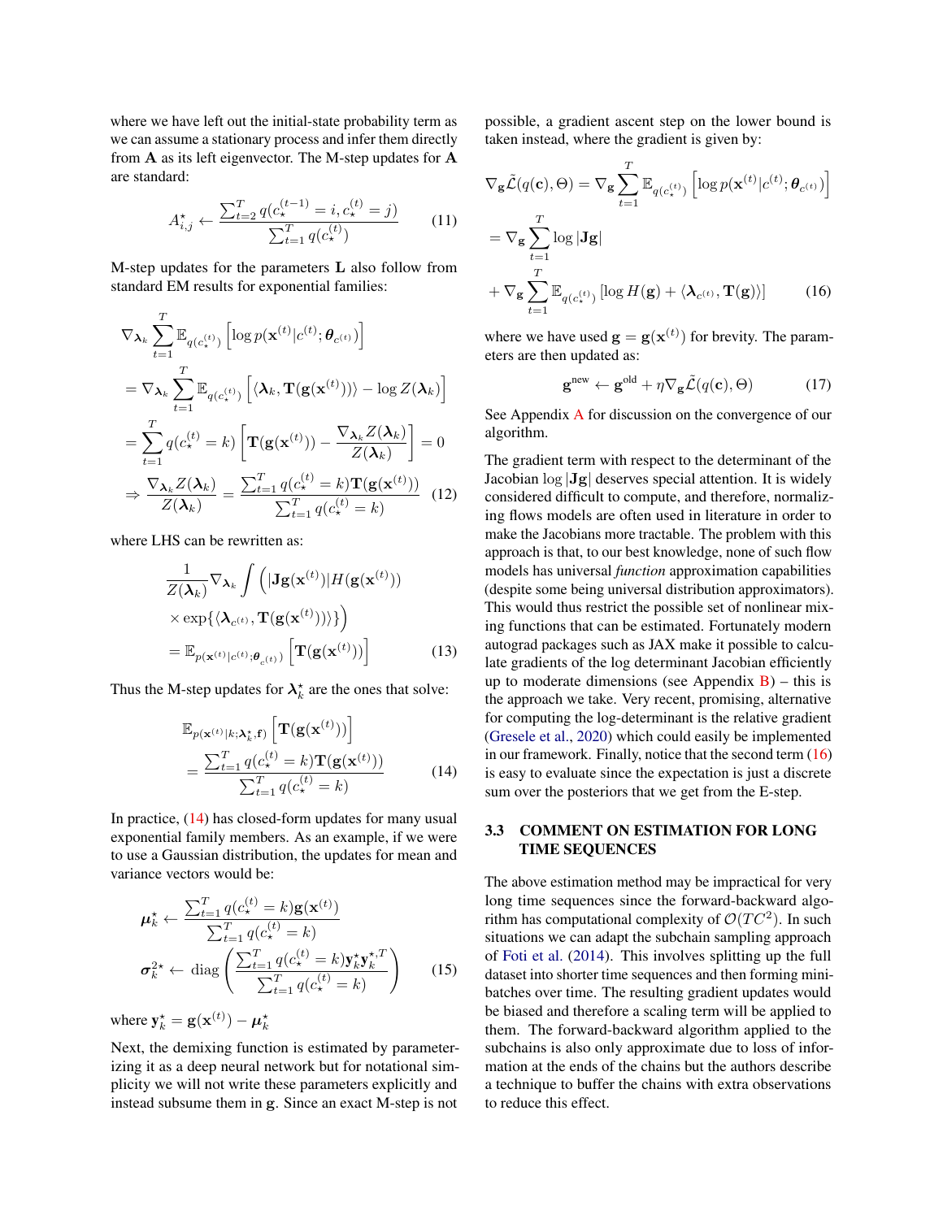where we have left out the initial-state probability term as we can assume a stationary process and infer them directly from $\mathbf{A}$ as its left eigenvector. The M-step updates for $\mathbf{A}$ are standard:

$$A^{\star}_{i,j} \leftarrow \frac{\sum_{t=2}^{T} q(c_{\star}^{(t-1)} = i, c_{\star}^{(t)} = j)}{\sum_{t=1}^{T} q(c_{\star}^{(t)})} \tag{11}$$

M-step updates for the parameters $\mathbf{L}$ also follow from standard EM results for exponential families:

$$\begin{aligned}
&\nabla_{\boldsymbol{\lambda}_k} \sum_{t=1}^{T} \mathbb{E}_{q(c_{\star}^{(t)})} \left[ \log p(\mathbf{x}^{(t)} | c^{(t)}; \boldsymbol{\theta}_{c^{(t)}}) \right] \\
&= \nabla_{\boldsymbol{\lambda}_k} \sum_{t=1}^{T} \mathbb{E}_{q(c_{\star}^{(t)})} \left[ \langle \boldsymbol{\lambda}_k, \mathbf{T}(\mathbf{g}(\mathbf{x}^{(t)})) \rangle - \log Z(\boldsymbol{\lambda}_k) \right] \\
&= \sum_{t=1}^{T} q(c_{\star}^{(t)} = k) \left[ \mathbf{T}(\mathbf{g}(\mathbf{x}^{(t)})) - \frac{\nabla_{\boldsymbol{\lambda}_k} Z(\boldsymbol{\lambda}_k)}{Z(\boldsymbol{\lambda}_k)} \right] = 0 \\
&\Rightarrow \frac{\nabla_{\boldsymbol{\lambda}_k} Z(\boldsymbol{\lambda}_k)}{Z(\boldsymbol{\lambda}_k)} = \frac{\sum_{t=1}^{T} q(c_{\star}^{(t)} = k) \mathbf{T}(\mathbf{g}(\mathbf{x}^{(t)}))}{\sum_{t=1}^{T} q(c_{\star}^{(t)} = k)}
\end{aligned} \tag{12}$$

where LHS can be rewritten as:

$$\begin{aligned}
&\frac{1}{Z(\boldsymbol{\lambda}_k)} \nabla_{\boldsymbol{\lambda}_k} \int \Big( |\mathbf{J}\mathbf{g}(\mathbf{x}^{(t)})| H(\mathbf{g}(\mathbf{x}^{(t)})) \\
&\times \exp\{ \langle \boldsymbol{\lambda}_{c^{(t)}}, \mathbf{T}(\mathbf{g}(\mathbf{x}^{(t)})) \rangle \} \Big) \\
&= \mathbb{E}_{p(\mathbf{x}^{(t)} | c^{(t)}; \boldsymbol{\theta}_{c^{(t)}})} \left[ \mathbf{T}(\mathbf{g}(\mathbf{x}^{(t)})) \right]
\end{aligned} \tag{13}$$

Thus the M-step updates for $\boldsymbol{\lambda}_k^{\star}$ are the ones that solve:

$$\begin{aligned}
&\mathbb{E}_{p(\mathbf{x}^{(t)} | k; \boldsymbol{\lambda}_k^{\star}, \mathbf{f})} \left[ \mathbf{T}(\mathbf{g}(\mathbf{x}^{(t)})) \right] \\
&= \frac{\sum_{t=1}^{T} q(c_{\star}^{(t)} = k) \mathbf{T}(\mathbf{g}(\mathbf{x}^{(t)}))}{\sum_{t=1}^{T} q(c_{\star}^{(t)} = k)}
\end{aligned} \tag{14}$$

In practice, (14) has closed-form updates for many usual exponential family members. As an example, if we were to use a Gaussian distribution, the updates for mean and variance vectors would be:

$$\begin{aligned}
\boldsymbol{\mu}_k^{\star} &\leftarrow \frac{\sum_{t=1}^{T} q(c_{\star}^{(t)} = k) \mathbf{g}(\mathbf{x}^{(t)})}{\sum_{t=1}^{T} q(c_{\star}^{(t)} = k)} \\
\boldsymbol{\sigma}_k^{2\star} &\leftarrow \operatorname{diag} \left( \frac{\sum_{t=1}^{T} q(c_{\star}^{(t)} = k) \mathbf{y}_k^{\star} \mathbf{y}_k^{\star, T}}{\sum_{t=1}^{T} q(c_{\star}^{(t)} = k)} \right)
\end{aligned} \tag{15}$$

where $\mathbf{y}_k^{\star} = \mathbf{g}(\mathbf{x}^{(t)}) - \boldsymbol{\mu}_k^{\star}$

Next, the demixing function is estimated by parameterizing it as a deep neural network but for notational simplicity we will not write these parameters explicitly and instead subsume them in $\mathbf{g}$. Since an exact M-step is not possible, a gradient ascent step on the lower bound is taken instead, where the gradient is given by:

$$\begin{aligned}
&\nabla_{\mathbf{g}} \tilde{\mathcal{L}}(q(\mathbf{c}), \Theta) = \nabla_{\mathbf{g}} \sum_{t=1}^{T} \mathbb{E}_{q(c_{\star}^{(t)})} \left[ \log p(\mathbf{x}^{(t)} | c^{(t)}; \boldsymbol{\theta}_{c^{(t)}}) \right] \\
&= \nabla_{\mathbf{g}} \sum_{t=1}^{T} \log |\mathbf{J}\mathbf{g}| \\
&+ \nabla_{\mathbf{g}} \sum_{t=1}^{T} \mathbb{E}_{q(c_{\star}^{(t)})} \left[ \log H(\mathbf{g}) + \langle \boldsymbol{\lambda}_{c^{(t)}}, \mathbf{T}(\mathbf{g}) \rangle \right]
\end{aligned} \tag{16}$$

where we have used $\mathbf{g} = \mathbf{g}(\mathbf{x}^{(t)})$ for brevity. The parameters are then updated as:

$$\mathbf{g}^{\text{new}} \leftarrow \mathbf{g}^{\text{old}} + \eta \nabla_{\mathbf{g}} \tilde{\mathcal{L}}(q(\mathbf{c}), \Theta) \tag{17}$$

See Appendix A for discussion on the convergence of our algorithm.

The gradient term with respect to the determinant of the Jacobian $\log |\mathbf{J}\mathbf{g}|$ deserves special attention. It is widely considered difficult to compute, and therefore, normalizing flows models are often used in literature in order to make the Jacobians more tractable. The problem with this approach is that, to our best knowledge, none of such flow models has universal *function* approximation capabilities (despite some being universal distribution approximators). This would thus restrict the possible set of nonlinear mixing functions that can be estimated. Fortunately modern autograd packages such as JAX make it possible to calculate gradients of the log determinant Jacobian efficiently up to moderate dimensions (see Appendix B) – this is the approach we take. Very recent, promising, alternative for computing the log-determinant is the relative gradient (Gresele et al., 2020) which could easily be implemented in our framework. Finally, notice that the second term (16) is easy to evaluate since the expectation is just a discrete sum over the posteriors that we get from the E-step.

### 3.3 COMMENT ON ESTIMATION FOR LONG TIME SEQUENCES

The above estimation method may be impractical for very long time sequences since the forward-backward algorithm has computational complexity of $\mathcal{O}(TC^2)$. In such situations we can adapt the subchain sampling approach of Foti et al. (2014). This involves splitting up the full dataset into shorter time sequences and then forming minibatches over time. The resulting gradient updates would be biased and therefore a scaling term will be applied to them. The forward-backward algorithm applied to the subchains is also only approximate due to loss of information at the ends of the chains but the authors describe a technique to buffer the chains with extra observations to reduce this effect.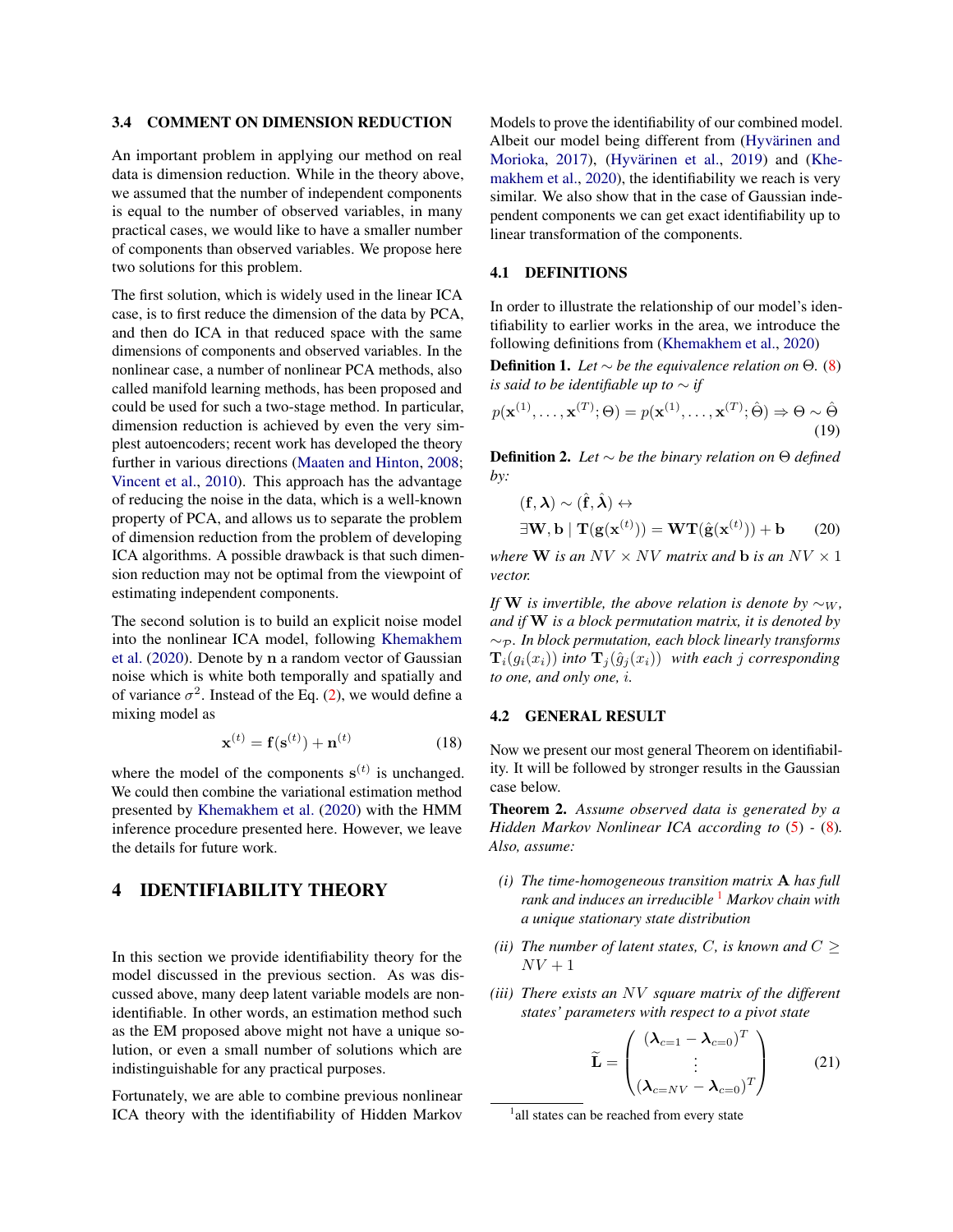### 3.4 COMMENT ON DIMENSION REDUCTION

An important problem in applying our method on real data is dimension reduction. While in the theory above, we assumed that the number of independent components is equal to the number of observed variables, in many practical cases, we would like to have a smaller number of components than observed variables. We propose here two solutions for this problem.

The first solution, which is widely used in the linear ICA case, is to first reduce the dimension of the data by PCA, and then do ICA in that reduced space with the same dimensions of components and observed variables. In the nonlinear case, a number of nonlinear PCA methods, also called manifold learning methods, has been proposed and could be used for such a two-stage method. In particular, dimension reduction is achieved by even the very simplest autoencoders; recent work has developed the theory further in various directions (Maaten and Hinton, 2008; Vincent et al., 2010). This approach has the advantage of reducing the noise in the data, which is a well-known property of PCA, and allows us to separate the problem of dimension reduction from the problem of developing ICA algorithms. A possible drawback is that such dimension reduction may not be optimal from the viewpoint of estimating independent components.

The second solution is to build an explicit noise model into the nonlinear ICA model, following Khemakhem et al. (2020). Denote by $\mathbf{n}$ a random vector of Gaussian noise which is white both temporally and spatially and of variance $\sigma^2$. Instead of the Eq. (2), we would define a mixing model as

$$\mathbf{x}^{(t)} = \mathbf{f}(\mathbf{s}^{(t)}) + \mathbf{n}^{(t)} \tag{18}$$

where the model of the components $\mathbf{s}^{(t)}$ is unchanged. We could then combine the variational estimation method presented by Khemakhem et al. (2020) with the HMM inference procedure presented here. However, we leave the details for future work.

## 4 IDENTIFIABILITY THEORY

In this section we provide identifiability theory for the model discussed in the previous section. As was discussed above, many deep latent variable models are non-identifiable. In other words, an estimation method such as the EM proposed above might not have a unique solution, or even a small number of solutions which are indistinguishable for any practical purposes.

Fortunately, we are able to combine previous nonlinear ICA theory with the identifiability of Hidden Markov Models to prove the identifiability of our combined model. Albeit our model being different from (Hyvärinen and Morioka, 2017), (Hyvärinen et al., 2019) and (Khemakhem et al., 2020), the identifiability we reach is very similar. We also show that in the case of Gaussian independent components we can get exact identifiability up to linear transformation of the components.

### 4.1 DEFINITIONS

In order to illustrate the relationship of our model's identifiability to earlier works in the area, we introduce the following definitions from (Khemakhem et al., 2020)

**Definition 1.** *Let $\sim$ be the equivalence relation on $\Theta$. (8) is said to be identifiable up to $\sim$ if*

$$p(\mathbf{x}^{(1)}, \ldots, \mathbf{x}^{(T)}; \Theta) = p(\mathbf{x}^{(1)}, \ldots, \mathbf{x}^{(T)}; \hat{\Theta}) \Rightarrow \Theta \sim \hat{\Theta} \tag{19}$$

**Definition 2.** *Let $\sim$ be the binary relation on $\Theta$ defined by:*

$$(\mathbf{f}, \boldsymbol{\lambda}) \sim (\hat{\mathbf{f}}, \hat{\boldsymbol{\lambda}}) \leftrightarrow$$
$$\exists \mathbf{W}, \mathbf{b} \mid \mathbf{T}(\mathbf{g}(\mathbf{x}^{(t)})) = \mathbf{W}\mathbf{T}(\hat{\mathbf{g}}(\mathbf{x}^{(t)})) + \mathbf{b} \tag{20}$$

*where $\mathbf{W}$ is an $NV \times NV$ matrix and $\mathbf{b}$ is an $NV \times 1$ vector.*

*If $\mathbf{W}$ is invertible, the above relation is denote by $\sim_W$, and if $\mathbf{W}$ is a block permutation matrix, it is denoted by $\sim_{\mathcal{P}}$. In block permutation, each block linearly transforms $\mathbf{T}_i(g_i(x_i))$ into $\mathbf{T}_j(\hat{g}_j(x_i))$ with each $j$ corresponding to one, and only one, $i$.*

### 4.2 GENERAL RESULT

Now we present our most general Theorem on identifiability. It will be followed by stronger results in the Gaussian case below.

**Theorem 2.** *Assume observed data is generated by a Hidden Markov Nonlinear ICA according to (5) - (8). Also, assume:*

*(i) The time-homogeneous transition matrix $\mathbf{A}$ has full rank and induces an irreducible[1] Markov chain with a unique stationary state distribution*

*(ii) The number of latent states, $C$, is known and $C \geq NV + 1$*

*(iii) There exists an $NV$ square matrix of the different states' parameters with respect to a pivot state*

$$\widetilde{\mathbf{L}} = \begin{pmatrix} (\boldsymbol{\lambda}_{c=1} - \boldsymbol{\lambda}_{c=0})^T \\ \vdots \\ (\boldsymbol{\lambda}_{c=NV} - \boldsymbol{\lambda}_{c=0})^T \end{pmatrix} \tag{21}$$

[1] all states can be reached from every state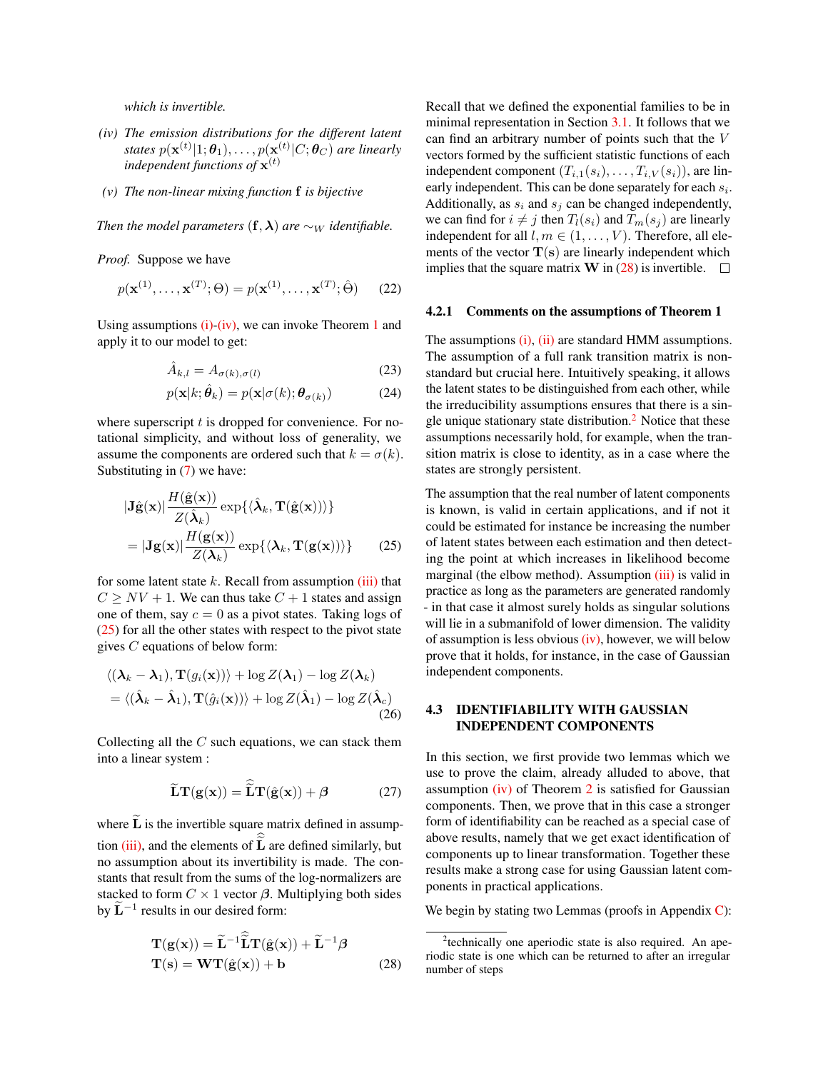*which is invertible.*

*(iv) The emission distributions for the different latent states $p(\mathbf{x}^{(t)}|1;\boldsymbol{\theta}_1),\ldots,p(\mathbf{x}^{(t)}|C;\boldsymbol{\theta}_C)$ are linearly independent functions of $\mathbf{x}^{(t)}$*

*(v) The non-linear mixing function $\mathbf{f}$ is bijective*

*Then the model parameters $(\mathbf{f},\boldsymbol{\lambda})$ are $\sim_W$ identifiable.*

*Proof.* Suppose we have

$$p(\mathbf{x}^{(1)},\ldots,\mathbf{x}^{(T)};\Theta)=p(\mathbf{x}^{(1)},\ldots,\mathbf{x}^{(T)};\hat{\Theta}) \tag{22}$$

Using assumptions (i)-(iv), we can invoke Theorem 1 and apply it to our model to get:

$$\hat{A}_{k,l}=A_{\sigma(k),\sigma(l)} \tag{23}$$

$$p(\mathbf{x}|k;\hat{\boldsymbol{\theta}}_k)=p(\mathbf{x}|\sigma(k);\boldsymbol{\theta}_{\sigma(k)}) \tag{24}$$

where superscript $t$ is dropped for convenience. For notational simplicity, and without loss of generality, we assume the components are ordered such that $k=\sigma(k)$. Substituting in (7) we have:

$$\begin{aligned}&|\mathbf{J}\hat{\mathbf{g}}(\mathbf{x})|\frac{H(\hat{\mathbf{g}}(\mathbf{x}))}{Z(\hat{\boldsymbol{\lambda}}_k)}\exp\{\langle\hat{\boldsymbol{\lambda}}_k,\mathbf{T}(\hat{\mathbf{g}}(\mathbf{x}))\rangle\}\\&=|\mathbf{J}\mathbf{g}(\mathbf{x})|\frac{H(\mathbf{g}(\mathbf{x}))}{Z(\boldsymbol{\lambda}_k)}\exp\{\langle\boldsymbol{\lambda}_k,\mathbf{T}(\mathbf{g}(\mathbf{x}))\rangle\}\end{aligned} \tag{25}$$

for some latent state $k$. Recall from assumption (iii) that $C\geq NV+1$. We can thus take $C+1$ states and assign one of them, say $c=0$ as a pivot states. Taking logs of (25) for all the other states with respect to the pivot state gives $C$ equations of below form:

$$\begin{aligned}&\langle(\boldsymbol{\lambda}_k-\boldsymbol{\lambda}_1),\mathbf{T}(g_i(\mathbf{x}))\rangle+\log Z(\boldsymbol{\lambda}_1)-\log Z(\boldsymbol{\lambda}_k)\\&=\langle(\hat{\boldsymbol{\lambda}}_k-\hat{\boldsymbol{\lambda}}_1),\mathbf{T}(\hat{g}_i(\mathbf{x}))\rangle+\log Z(\hat{\boldsymbol{\lambda}}_1)-\log Z(\hat{\boldsymbol{\lambda}}_c)\end{aligned} \tag{26}$$

Collecting all the $C$ such equations, we can stack them into a linear system :

$$\widetilde{\mathbf{L}}\mathbf{T}(\mathbf{g}(\mathbf{x}))=\widetilde{\hat{\mathbf{L}}}\mathbf{T}(\hat{\mathbf{g}}(\mathbf{x}))+\boldsymbol{\beta} \tag{27}$$

where $\widetilde{\mathbf{L}}$ is the invertible square matrix defined in assumption (iii), and the elements of $\widetilde{\hat{\mathbf{L}}}$ are defined similarly, but no assumption about its invertibility is made. The constants that result from the sums of the log-normalizers are stacked to form $C\times 1$ vector $\boldsymbol{\beta}$. Multiplying both sides by $\widetilde{\mathbf{L}}^{-1}$ results in our desired form:

$$\begin{aligned}\mathbf{T}(\mathbf{g}(\mathbf{x}))&=\widetilde{\mathbf{L}}^{-1}\widetilde{\hat{\mathbf{L}}}\mathbf{T}(\hat{\mathbf{g}}(\mathbf{x}))+\widetilde{\mathbf{L}}^{-1}\boldsymbol{\beta}\\\mathbf{T}(\mathbf{s})&=\mathbf{W}\mathbf{T}(\hat{\mathbf{g}}(\mathbf{x}))+\mathbf{b}\end{aligned} \tag{28}$$

Recall that we defined the exponential families to be in minimal representation in Section 3.1. It follows that we can find an arbitrary number of points such that the $V$ vectors formed by the sufficient statistic functions of each independent component $(T_{i,1}(s_i),\ldots,T_{i,V}(s_i))$, are linearly independent. This can be done separately for each $s_i$. Additionally, as $s_i$ and $s_j$ can be changed independently, we can find for $i\neq j$ then $T_l(s_i)$ and $T_m(s_j)$ are linearly independent for all $l,m\in(1,\ldots,V)$. Therefore, all elements of the vector $\mathbf{T}(\mathbf{s})$ are linearly independent which implies that the square matrix $\mathbf{W}$ in (28) is invertible. ∎

#### 4.2.1 Comments on the assumptions of Theorem 1

The assumptions (i), (ii) are standard HMM assumptions. The assumption of a full rank transition matrix is non-standard but crucial here. Intuitively speaking, it allows the latent states to be distinguished from each other, while the irreducibility assumptions ensures that there is a single unique stationary state distribution.[2] Notice that these assumptions necessarily hold, for example, when the transition matrix is close to identity, as in a case where the states are strongly persistent.

The assumption that the real number of latent components is known, is valid in certain applications, and if not it could be estimated for instance be increasing the number of latent states between each estimation and then detecting the point at which increases in likelihood become marginal (the elbow method). Assumption (iii) is valid in practice as long as the parameters are generated randomly - in that case it almost surely holds as singular solutions will lie in a submanifold of lower dimension. The validity of assumption is less obvious (iv), however, we will below prove that it holds, for instance, in the case of Gaussian independent components.

### 4.3 IDENTIFIABILITY WITH GAUSSIAN INDEPENDENT COMPONENTS

In this section, we first provide two lemmas which we use to prove the claim, already alluded to above, that assumption (iv) of Theorem 2 is satisfied for Gaussian components. Then, we prove that in this case a stronger form of identifiability can be reached as a special case of above results, namely that we get exact identification of components up to linear transformation. Together these results make a strong case for using Gaussian latent components in practical applications.

We begin by stating two Lemmas (proofs in Appendix C):

[2] technically one aperiodic state is also required. An aperiodic state is one which can be returned to after an irregular number of steps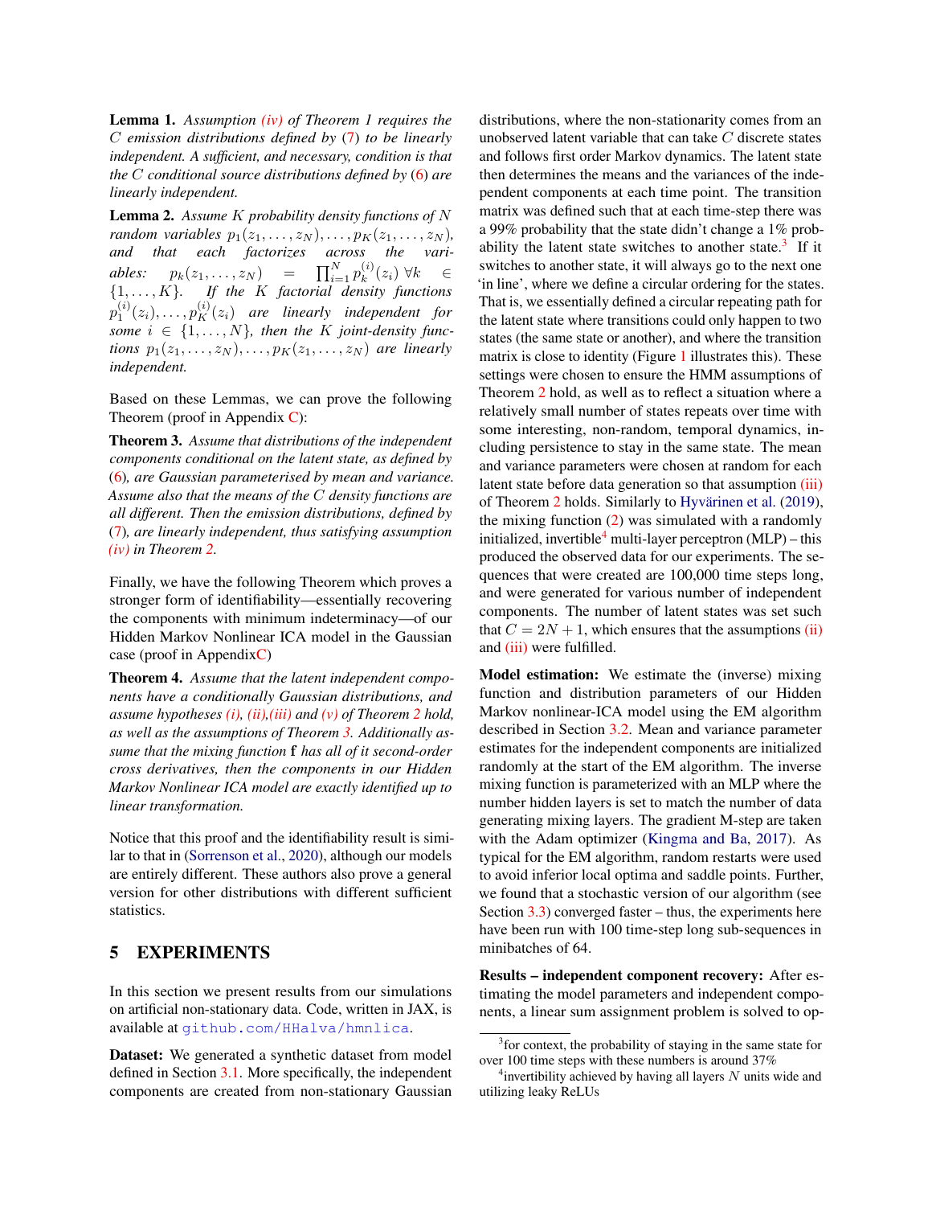**Lemma 1.** *Assumption (iv) of Theorem 1 requires the $C$ emission distributions defined by (7) to be linearly independent. A sufficient, and necessary, condition is that the $C$ conditional source distributions defined by (6) are linearly independent.*

**Lemma 2.** *Assume $K$ probability density functions of $N$ random variables $p_1(z_1, \ldots, z_N), \ldots, p_K(z_1, \ldots, z_N)$, and that each factorizes across the variables: $p_k(z_1, \ldots, z_N) = \prod_{i=1}^{N} p_k^{(i)}(z_i) \; \forall k \in \{1, \ldots, K\}$. If the $K$ factorial density functions $p_1^{(i)}(z_i), \ldots, p_K^{(i)}(z_i)$ are linearly independent for some $i \in \{1, \ldots, N\}$, then the $K$ joint-density functions $p_1(z_1, \ldots, z_N), \ldots, p_K(z_1, \ldots, z_N)$ are linearly independent.*

Based on these Lemmas, we can prove the following Theorem (proof in Appendix C):

**Theorem 3.** *Assume that distributions of the independent components conditional on the latent state, as defined by (6), are Gaussian parameterised by mean and variance. Assume also that the means of the $C$ density functions are all different. Then the emission distributions, defined by (7), are linearly independent, thus satisfying assumption (iv) in Theorem 2.*

Finally, we have the following Theorem which proves a stronger form of identifiability—essentially recovering the components with minimum indeterminacy—of our Hidden Markov Nonlinear ICA model in the Gaussian case (proof in AppendixC)

**Theorem 4.** *Assume that the latent independent components have a conditionally Gaussian distributions, and assume hypotheses (i), (ii),(iii) and (v) of Theorem 2 hold, as well as the assumptions of Theorem 3. Additionally assume that the mixing function $\mathbf{f}$ has all of it second-order cross derivatives, then the components in our Hidden Markov Nonlinear ICA model are exactly identified up to linear transformation.*

Notice that this proof and the identifiability result is similar to that in (Sorrenson et al., 2020), although our models are entirely different. These authors also prove a general version for other distributions with different sufficient statistics.

## 5 EXPERIMENTS

In this section we present results from our simulations on artificial non-stationary data. Code, written in JAX, is available at `github.com/HHalva/hmnlica`.

**Dataset:** We generated a synthetic dataset from model defined in Section 3.1. More specifically, the independent components are created from non-stationary Gaussian distributions, where the non-stationarity comes from an unobserved latent variable that can take $C$ discrete states and follows first order Markov dynamics. The latent state then determines the means and the variances of the independent components at each time point. The transition matrix was defined such that at each time-step there was a 99% probability that the state didn't change a 1% probability the latent state switches to another state.[3] If it switches to another state, it will always go to the next one 'in line', where we define a circular ordering for the states. That is, we essentially defined a circular repeating path for the latent state where transitions could only happen to two states (the same state or another), and where the transition matrix is close to identity (Figure 1 illustrates this). These settings were chosen to ensure the HMM assumptions of Theorem 2 hold, as well as to reflect a situation where a relatively small number of states repeats over time with some interesting, non-random, temporal dynamics, including persistence to stay in the same state. The mean and variance parameters were chosen at random for each latent state before data generation so that assumption (iii) of Theorem 2 holds. Similarly to Hyvärinen et al. (2019), the mixing function (2) was simulated with a randomly initialized, invertible[4] multi-layer perceptron (MLP) – this produced the observed data for our experiments. The sequences that were created are 100,000 time steps long, and were generated for various number of independent components. The number of latent states was set such that $C = 2N + 1$, which ensures that the assumptions (ii) and (iii) were fulfilled.

**Model estimation:** We estimate the (inverse) mixing function and distribution parameters of our Hidden Markov nonlinear-ICA model using the EM algorithm described in Section 3.2. Mean and variance parameter estimates for the independent components are initialized randomly at the start of the EM algorithm. The inverse mixing function is parameterized with an MLP where the number hidden layers is set to match the number of data generating mixing layers. The gradient M-step are taken with the Adam optimizer (Kingma and Ba, 2017). As typical for the EM algorithm, random restarts were used to avoid inferior local optima and saddle points. Further, we found that a stochastic version of our algorithm (see Section 3.3) converged faster – thus, the experiments here have been run with 100 time-step long sub-sequences in minibatches of 64.

**Results – independent component recovery:** After estimating the model parameters and independent components, a linear sum assignment problem is solved to op-

[3] for context, the probability of staying in the same state for over 100 time steps with these numbers is around 37%

[4] invertibility achieved by having all layers $N$ units wide and utilizing leaky ReLUs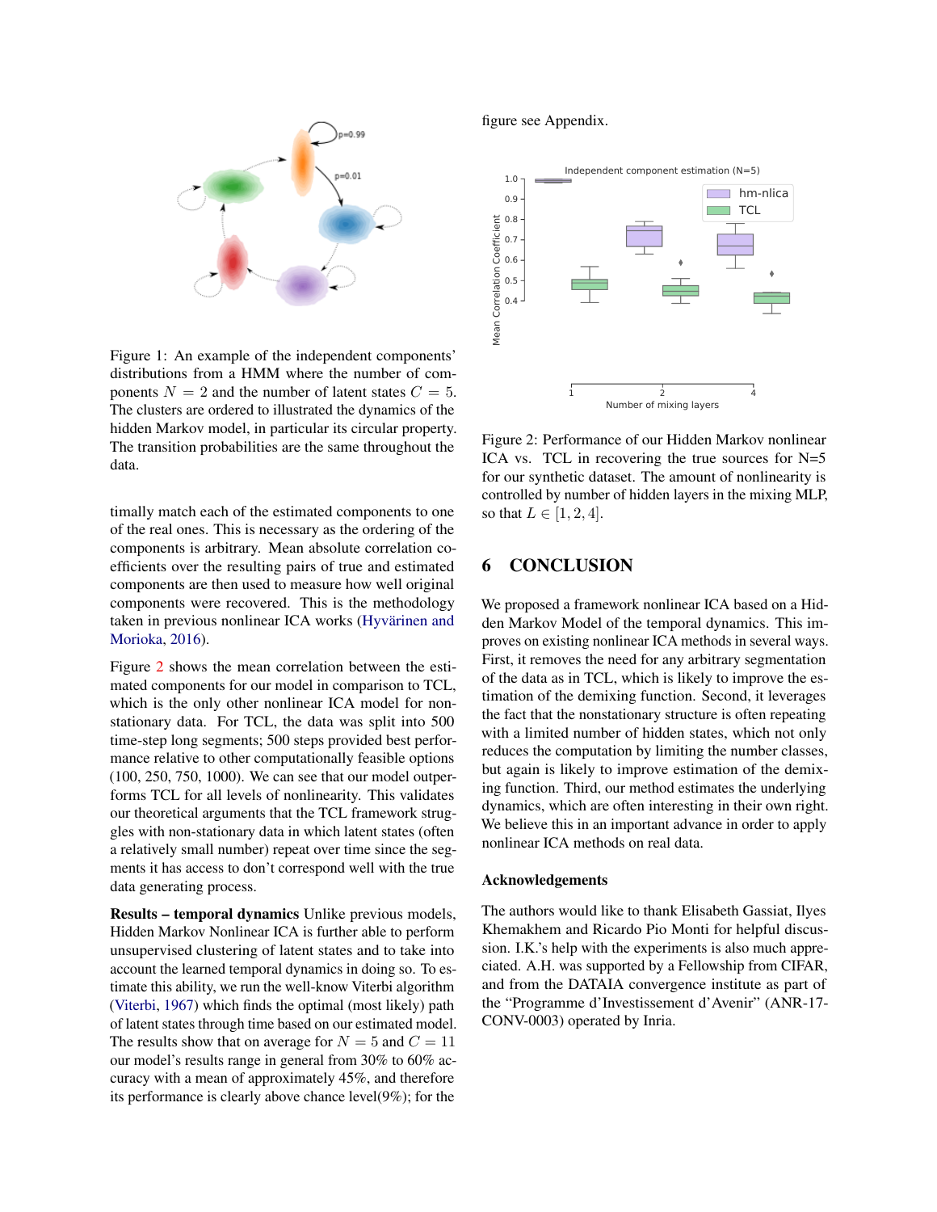Figure 1: An example of the independent components' distributions from a HMM where the number of components $N = 2$ and the number of latent states $C = 5$. The clusters are ordered to illustrated the dynamics of the hidden Markov model, in particular its circular property. The transition probabilities are the same throughout the data.

timally match each of the estimated components to one of the real ones. This is necessary as the ordering of the components is arbitrary. Mean absolute correlation coefficients over the resulting pairs of true and estimated components are then used to measure how well original components were recovered. This is the methodology taken in previous nonlinear ICA works (Hyvärinen and Morioka, 2016).

Figure 2 shows the mean correlation between the estimated components for our model in comparison to TCL, which is the only other nonlinear ICA model for nonstationary data. For TCL, the data was split into 500 time-step long segments; 500 steps provided best performance relative to other computationally feasible options (100, 250, 750, 1000). We can see that our model outperforms TCL for all levels of nonlinearity. This validates our theoretical arguments that the TCL framework struggles with non-stationary data in which latent states (often a relatively small number) repeat over time since the segments it has access to don't correspond well with the true data generating process.

**Results – temporal dynamics** Unlike previous models, Hidden Markov Nonlinear ICA is further able to perform unsupervised clustering of latent states and to take into account the learned temporal dynamics in doing so. To estimate this ability, we run the well-know Viterbi algorithm (Viterbi, 1967) which finds the optimal (most likely) path of latent states through time based on our estimated model. The results show that on average for $N = 5$ and $C = 11$ our model's results range in general from 30% to 60% accuracy with a mean of approximately 45%, and therefore its performance is clearly above chance level(9%); for the figure see Appendix.

Figure 2: Performance of our Hidden Markov nonlinear ICA vs. TCL in recovering the true sources for N=5 for our synthetic dataset. The amount of nonlinearity is controlled by number of hidden layers in the mixing MLP, so that $L \in [1, 2, 4]$.

## 6 CONCLUSION

We proposed a framework nonlinear ICA based on a Hidden Markov Model of the temporal dynamics. This improves on existing nonlinear ICA methods in several ways. First, it removes the need for any arbitrary segmentation of the data as in TCL, which is likely to improve the estimation of the demixing function. Second, it leverages the fact that the nonstationary structure is often repeating with a limited number of hidden states, which not only reduces the computation by limiting the number classes, but again is likely to improve estimation of the demixing function. Third, our method estimates the underlying dynamics, which are often interesting in their own right. We believe this in an important advance in order to apply nonlinear ICA methods on real data.

### Acknowledgements

The authors would like to thank Elisabeth Gassiat, Ilyes Khemakhem and Ricardo Pio Monti for helpful discussion. I.K.'s help with the experiments is also much appreciated. A.H. was supported by a Fellowship from CIFAR, and from the DATAIA convergence institute as part of the "Programme d'Investissement d'Avenir" (ANR-17-CONV-0003) operated by Inria.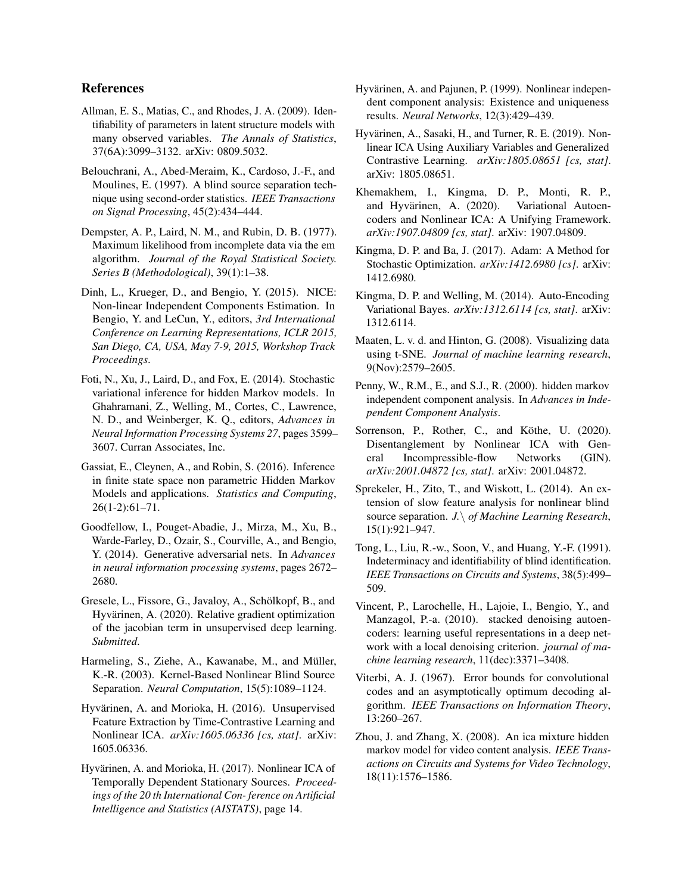## References

Allman, E. S., Matias, C., and Rhodes, J. A. (2009). Identifiability of parameters in latent structure models with many observed variables. *The Annals of Statistics*, 37(6A):3099–3132. arXiv: 0809.5032.

Belouchrani, A., Abed-Meraim, K., Cardoso, J.-F., and Moulines, E. (1997). A blind source separation technique using second-order statistics. *IEEE Transactions on Signal Processing*, 45(2):434–444.

Dempster, A. P., Laird, N. M., and Rubin, D. B. (1977). Maximum likelihood from incomplete data via the em algorithm. *Journal of the Royal Statistical Society. Series B (Methodological)*, 39(1):1–38.

Dinh, L., Krueger, D., and Bengio, Y. (2015). NICE: Non-linear Independent Components Estimation. In Bengio, Y. and LeCun, Y., editors, *3rd International Conference on Learning Representations, ICLR 2015, San Diego, CA, USA, May 7-9, 2015, Workshop Track Proceedings*.

Foti, N., Xu, J., Laird, D., and Fox, E. (2014). Stochastic variational inference for hidden Markov models. In Ghahramani, Z., Welling, M., Cortes, C., Lawrence, N. D., and Weinberger, K. Q., editors, *Advances in Neural Information Processing Systems 27*, pages 3599–3607. Curran Associates, Inc.

Gassiat, E., Cleynen, A., and Robin, S. (2016). Inference in finite state space non parametric Hidden Markov Models and applications. *Statistics and Computing*, 26(1-2):61–71.

Goodfellow, I., Pouget-Abadie, J., Mirza, M., Xu, B., Warde-Farley, D., Ozair, S., Courville, A., and Bengio, Y. (2014). Generative adversarial nets. In *Advances in neural information processing systems*, pages 2672–2680.

Gresele, L., Fissore, G., Javaloy, A., Schölkopf, B., and Hyvärinen, A. (2020). Relative gradient optimization of the jacobian term in unsupervised deep learning. *Submitted*.

Harmeling, S., Ziehe, A., Kawanabe, M., and Müller, K.-R. (2003). Kernel-Based Nonlinear Blind Source Separation. *Neural Computation*, 15(5):1089–1124.

Hyvärinen, A. and Morioka, H. (2016). Unsupervised Feature Extraction by Time-Contrastive Learning and Nonlinear ICA. *arXiv:1605.06336 [cs, stat]*. arXiv: 1605.06336.

Hyvärinen, A. and Morioka, H. (2017). Nonlinear ICA of Temporally Dependent Stationary Sources. *Proceedings of the 20 th International Con- ference on Artificial Intelligence and Statistics (AISTATS)*, page 14.

Hyvärinen, A. and Pajunen, P. (1999). Nonlinear independent component analysis: Existence and uniqueness results. *Neural Networks*, 12(3):429–439.

Hyvärinen, A., Sasaki, H., and Turner, R. E. (2019). Nonlinear ICA Using Auxiliary Variables and Generalized Contrastive Learning. *arXiv:1805.08651 [cs, stat]*. arXiv: 1805.08651.

Khemakhem, I., Kingma, D. P., Monti, R. P., and Hyvärinen, A. (2020). Variational Autoencoders and Nonlinear ICA: A Unifying Framework. *arXiv:1907.04809 [cs, stat]*. arXiv: 1907.04809.

Kingma, D. P. and Ba, J. (2017). Adam: A Method for Stochastic Optimization. *arXiv:1412.6980 [cs]*. arXiv: 1412.6980.

Kingma, D. P. and Welling, M. (2014). Auto-Encoding Variational Bayes. *arXiv:1312.6114 [cs, stat]*. arXiv: 1312.6114.

Maaten, L. v. d. and Hinton, G. (2008). Visualizing data using t-SNE. *Journal of machine learning research*, 9(Nov):2579–2605.

Penny, W., R.M., E., and S.J., R. (2000). hidden markov independent component analysis. In *Advances in Independent Component Analysis*.

Sorrenson, P., Rother, C., and Köthe, U. (2020). Disentanglement by Nonlinear ICA with General Incompressible-flow Networks (GIN). *arXiv:2001.04872 [cs, stat]*. arXiv: 2001.04872.

Sprekeler, H., Zito, T., and Wiskott, L. (2014). An extension of slow feature analysis for nonlinear blind source separation. *J.\ of Machine Learning Research*, 15(1):921–947.

Tong, L., Liu, R.-w., Soon, V., and Huang, Y.-F. (1991). Indeterminacy and identifiability of blind identification. *IEEE Transactions on Circuits and Systems*, 38(5):499–509.

Vincent, P., Larochelle, H., Lajoie, I., Bengio, Y., and Manzagol, P.-a. (2010). stacked denoising autoencoders: learning useful representations in a deep network with a local denoising criterion. *journal of machine learning research*, 11(dec):3371–3408.

Viterbi, A. J. (1967). Error bounds for convolutional codes and an asymptotically optimum decoding algorithm. *IEEE Transactions on Information Theory*, 13:260–267.

Zhou, J. and Zhang, X. (2008). An ica mixture hidden markov model for video content analysis. *IEEE Transactions on Circuits and Systems for Video Technology*, 18(11):1576–1586.